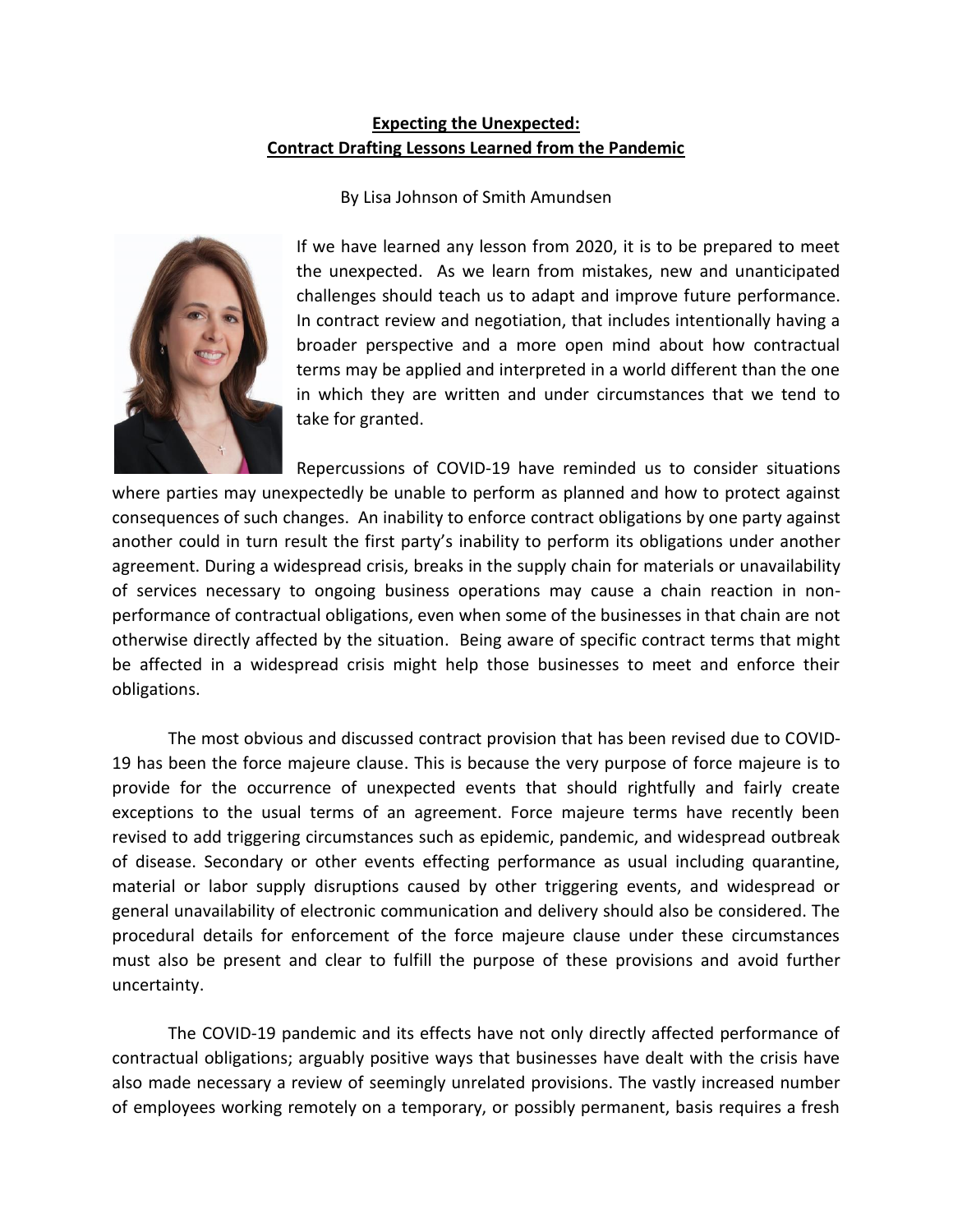**<u>Expecting the Unexpected:</u>**
**<u>Contract Drafting Lessons Learned from the Pandemic</u>**

By Lisa Johnson of Smith Amundsen

If we have learned any lesson from 2020, it is to be prepared to meet the unexpected. As we learn from mistakes, new and unanticipated challenges should teach us to adapt and improve future performance. In contract review and negotiation, that includes intentionally having a broader perspective and a more open mind about how contractual terms may be applied and interpreted in a world different than the one in which they are written and under circumstances that we tend to take for granted.

Repercussions of COVID-19 have reminded us to consider situations where parties may unexpectedly be unable to perform as planned and how to protect against consequences of such changes. An inability to enforce contract obligations by one party against another could in turn result the first party's inability to perform its obligations under another agreement. During a widespread crisis, breaks in the supply chain for materials or unavailability of services necessary to ongoing business operations may cause a chain reaction in non-performance of contractual obligations, even when some of the businesses in that chain are not otherwise directly affected by the situation. Being aware of specific contract terms that might be affected in a widespread crisis might help those businesses to meet and enforce their obligations.

The most obvious and discussed contract provision that has been revised due to COVID-19 has been the force majeure clause. This is because the very purpose of force majeure is to provide for the occurrence of unexpected events that should rightfully and fairly create exceptions to the usual terms of an agreement. Force majeure terms have recently been revised to add triggering circumstances such as epidemic, pandemic, and widespread outbreak of disease. Secondary or other events effecting performance as usual including quarantine, material or labor supply disruptions caused by other triggering events, and widespread or general unavailability of electronic communication and delivery should also be considered. The procedural details for enforcement of the force majeure clause under these circumstances must also be present and clear to fulfill the purpose of these provisions and avoid further uncertainty.

The COVID-19 pandemic and its effects have not only directly affected performance of contractual obligations; arguably positive ways that businesses have dealt with the crisis have also made necessary a review of seemingly unrelated provisions. The vastly increased number of employees working remotely on a temporary, or possibly permanent, basis requires a fresh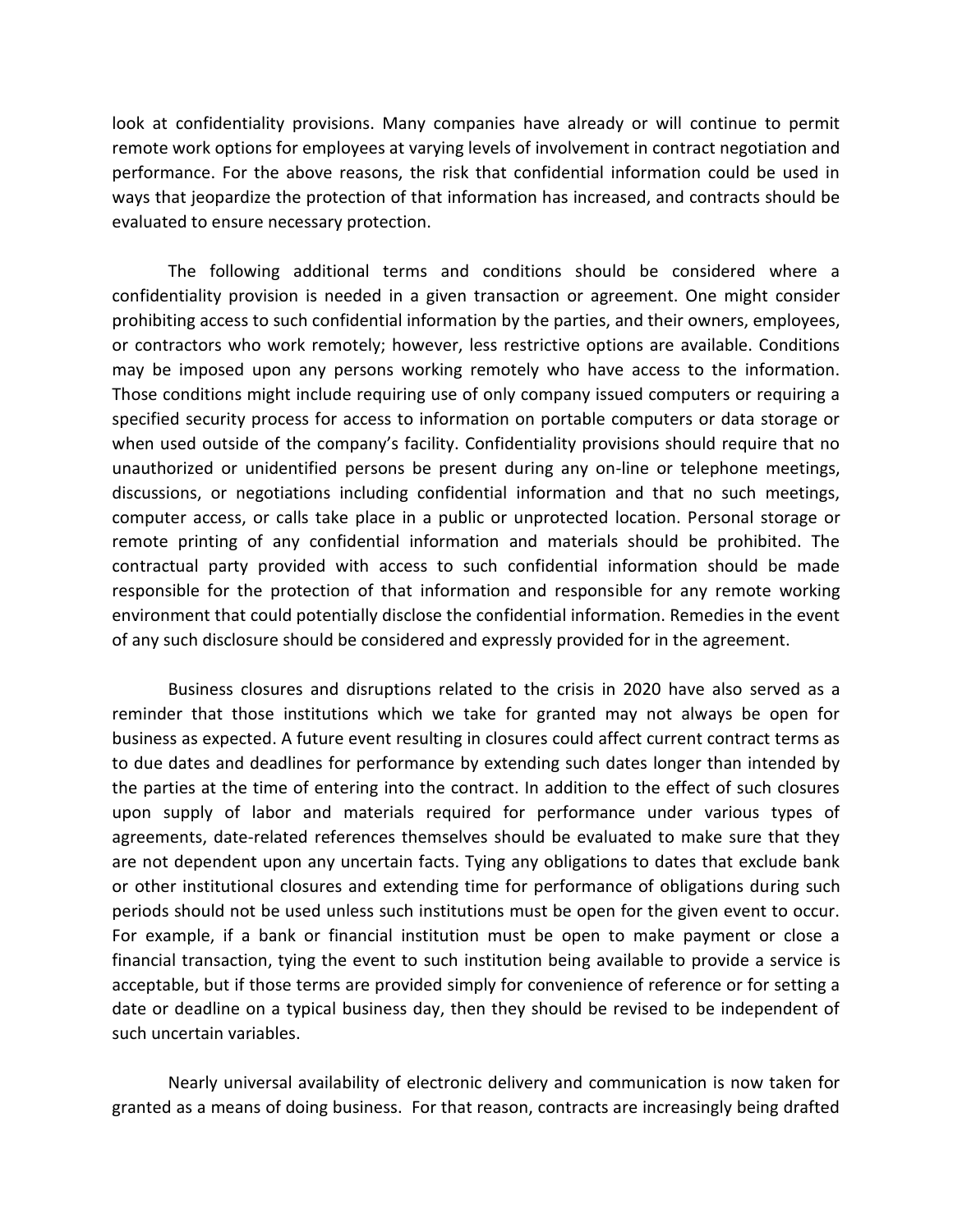look at confidentiality provisions. Many companies have already or will continue to permit remote work options for employees at varying levels of involvement in contract negotiation and performance. For the above reasons, the risk that confidential information could be used in ways that jeopardize the protection of that information has increased, and contracts should be evaluated to ensure necessary protection.

The following additional terms and conditions should be considered where a confidentiality provision is needed in a given transaction or agreement. One might consider prohibiting access to such confidential information by the parties, and their owners, employees, or contractors who work remotely; however, less restrictive options are available. Conditions may be imposed upon any persons working remotely who have access to the information. Those conditions might include requiring use of only company issued computers or requiring a specified security process for access to information on portable computers or data storage or when used outside of the company's facility. Confidentiality provisions should require that no unauthorized or unidentified persons be present during any on-line or telephone meetings, discussions, or negotiations including confidential information and that no such meetings, computer access, or calls take place in a public or unprotected location. Personal storage or remote printing of any confidential information and materials should be prohibited. The contractual party provided with access to such confidential information should be made responsible for the protection of that information and responsible for any remote working environment that could potentially disclose the confidential information. Remedies in the event of any such disclosure should be considered and expressly provided for in the agreement.

Business closures and disruptions related to the crisis in 2020 have also served as a reminder that those institutions which we take for granted may not always be open for business as expected. A future event resulting in closures could affect current contract terms as to due dates and deadlines for performance by extending such dates longer than intended by the parties at the time of entering into the contract. In addition to the effect of such closures upon supply of labor and materials required for performance under various types of agreements, date-related references themselves should be evaluated to make sure that they are not dependent upon any uncertain facts. Tying any obligations to dates that exclude bank or other institutional closures and extending time for performance of obligations during such periods should not be used unless such institutions must be open for the given event to occur. For example, if a bank or financial institution must be open to make payment or close a financial transaction, tying the event to such institution being available to provide a service is acceptable, but if those terms are provided simply for convenience of reference or for setting a date or deadline on a typical business day, then they should be revised to be independent of such uncertain variables.

Nearly universal availability of electronic delivery and communication is now taken for granted as a means of doing business. For that reason, contracts are increasingly being drafted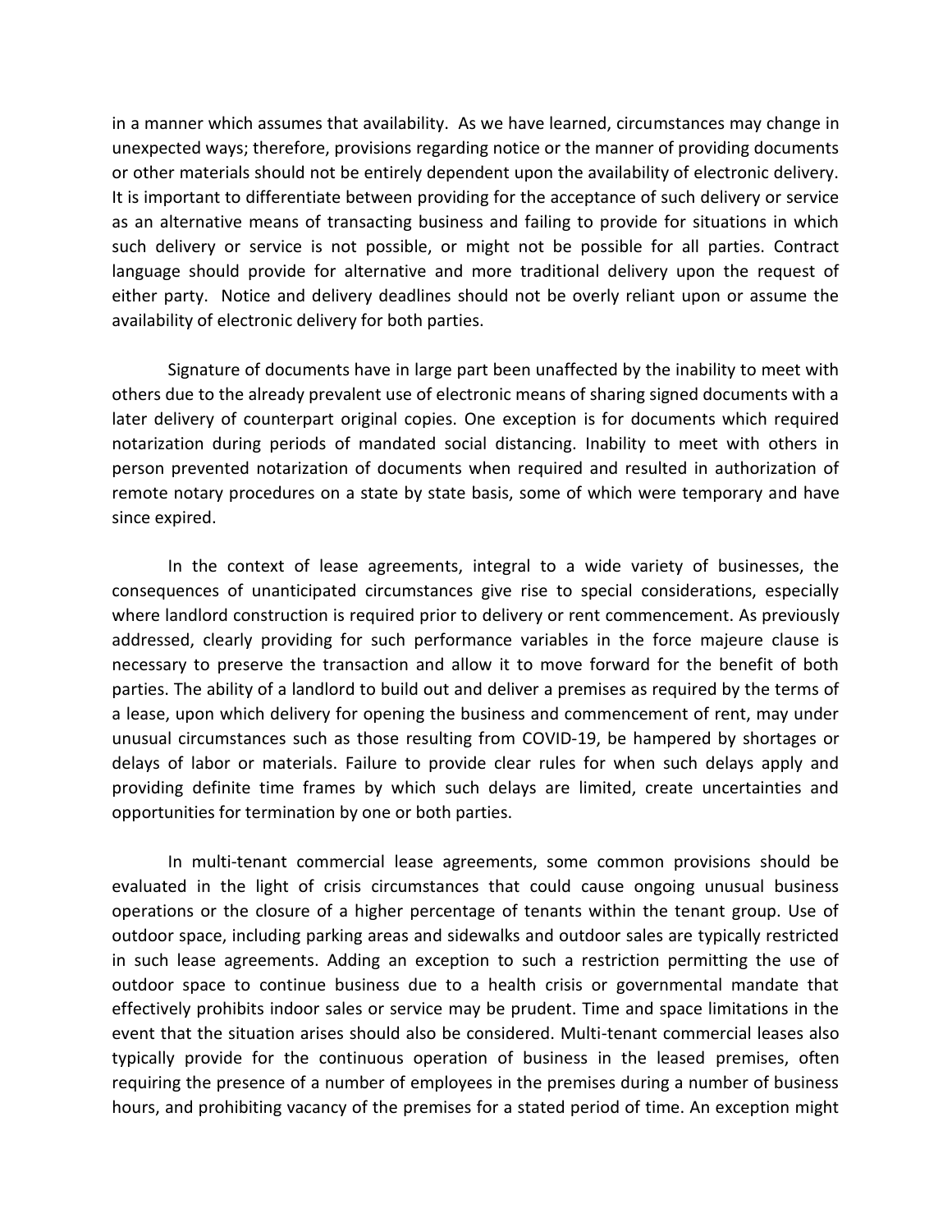in a manner which assumes that availability. As we have learned, circumstances may change in unexpected ways; therefore, provisions regarding notice or the manner of providing documents or other materials should not be entirely dependent upon the availability of electronic delivery. It is important to differentiate between providing for the acceptance of such delivery or service as an alternative means of transacting business and failing to provide for situations in which such delivery or service is not possible, or might not be possible for all parties. Contract language should provide for alternative and more traditional delivery upon the request of either party. Notice and delivery deadlines should not be overly reliant upon or assume the availability of electronic delivery for both parties.

Signature of documents have in large part been unaffected by the inability to meet with others due to the already prevalent use of electronic means of sharing signed documents with a later delivery of counterpart original copies. One exception is for documents which required notarization during periods of mandated social distancing. Inability to meet with others in person prevented notarization of documents when required and resulted in authorization of remote notary procedures on a state by state basis, some of which were temporary and have since expired.

In the context of lease agreements, integral to a wide variety of businesses, the consequences of unanticipated circumstances give rise to special considerations, especially where landlord construction is required prior to delivery or rent commencement. As previously addressed, clearly providing for such performance variables in the force majeure clause is necessary to preserve the transaction and allow it to move forward for the benefit of both parties. The ability of a landlord to build out and deliver a premises as required by the terms of a lease, upon which delivery for opening the business and commencement of rent, may under unusual circumstances such as those resulting from COVID-19, be hampered by shortages or delays of labor or materials. Failure to provide clear rules for when such delays apply and providing definite time frames by which such delays are limited, create uncertainties and opportunities for termination by one or both parties.

In multi-tenant commercial lease agreements, some common provisions should be evaluated in the light of crisis circumstances that could cause ongoing unusual business operations or the closure of a higher percentage of tenants within the tenant group. Use of outdoor space, including parking areas and sidewalks and outdoor sales are typically restricted in such lease agreements. Adding an exception to such a restriction permitting the use of outdoor space to continue business due to a health crisis or governmental mandate that effectively prohibits indoor sales or service may be prudent. Time and space limitations in the event that the situation arises should also be considered. Multi-tenant commercial leases also typically provide for the continuous operation of business in the leased premises, often requiring the presence of a number of employees in the premises during a number of business hours, and prohibiting vacancy of the premises for a stated period of time. An exception might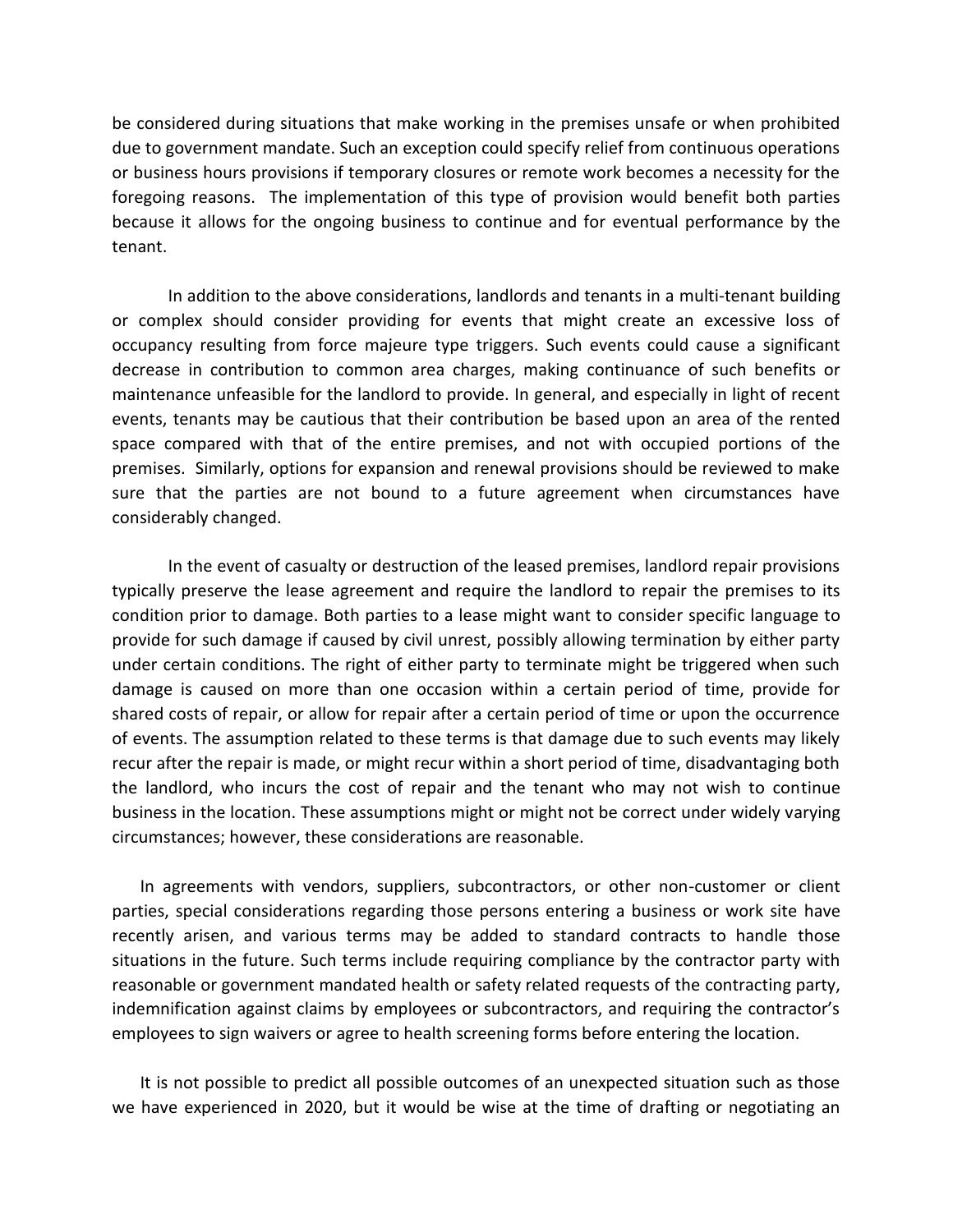be considered during situations that make working in the premises unsafe or when prohibited due to government mandate. Such an exception could specify relief from continuous operations or business hours provisions if temporary closures or remote work becomes a necessity for the foregoing reasons. The implementation of this type of provision would benefit both parties because it allows for the ongoing business to continue and for eventual performance by the tenant.

In addition to the above considerations, landlords and tenants in a multi-tenant building or complex should consider providing for events that might create an excessive loss of occupancy resulting from force majeure type triggers. Such events could cause a significant decrease in contribution to common area charges, making continuance of such benefits or maintenance unfeasible for the landlord to provide. In general, and especially in light of recent events, tenants may be cautious that their contribution be based upon an area of the rented space compared with that of the entire premises, and not with occupied portions of the premises. Similarly, options for expansion and renewal provisions should be reviewed to make sure that the parties are not bound to a future agreement when circumstances have considerably changed.

In the event of casualty or destruction of the leased premises, landlord repair provisions typically preserve the lease agreement and require the landlord to repair the premises to its condition prior to damage. Both parties to a lease might want to consider specific language to provide for such damage if caused by civil unrest, possibly allowing termination by either party under certain conditions. The right of either party to terminate might be triggered when such damage is caused on more than one occasion within a certain period of time, provide for shared costs of repair, or allow for repair after a certain period of time or upon the occurrence of events. The assumption related to these terms is that damage due to such events may likely recur after the repair is made, or might recur within a short period of time, disadvantaging both the landlord, who incurs the cost of repair and the tenant who may not wish to continue business in the location. These assumptions might or might not be correct under widely varying circumstances; however, these considerations are reasonable.

In agreements with vendors, suppliers, subcontractors, or other non-customer or client parties, special considerations regarding those persons entering a business or work site have recently arisen, and various terms may be added to standard contracts to handle those situations in the future. Such terms include requiring compliance by the contractor party with reasonable or government mandated health or safety related requests of the contracting party, indemnification against claims by employees or subcontractors, and requiring the contractor's employees to sign waivers or agree to health screening forms before entering the location.

It is not possible to predict all possible outcomes of an unexpected situation such as those we have experienced in 2020, but it would be wise at the time of drafting or negotiating an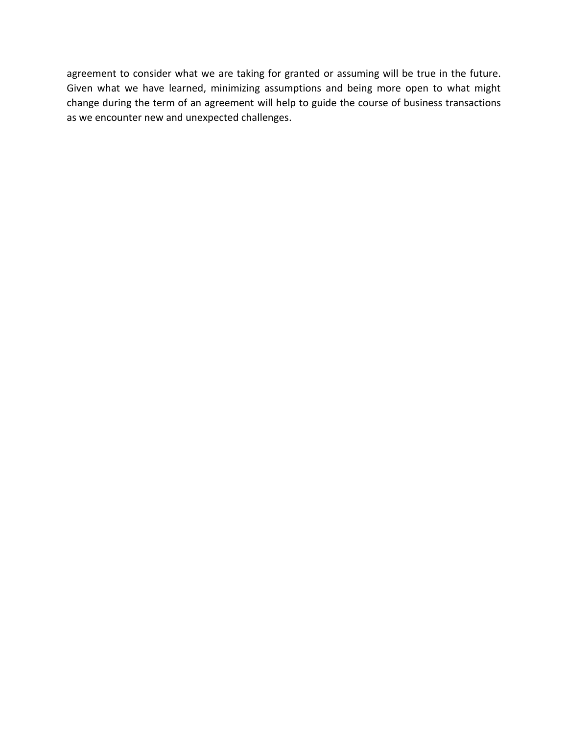agreement to consider what we are taking for granted or assuming will be true in the future. Given what we have learned, minimizing assumptions and being more open to what might change during the term of an agreement will help to guide the course of business transactions as we encounter new and unexpected challenges.